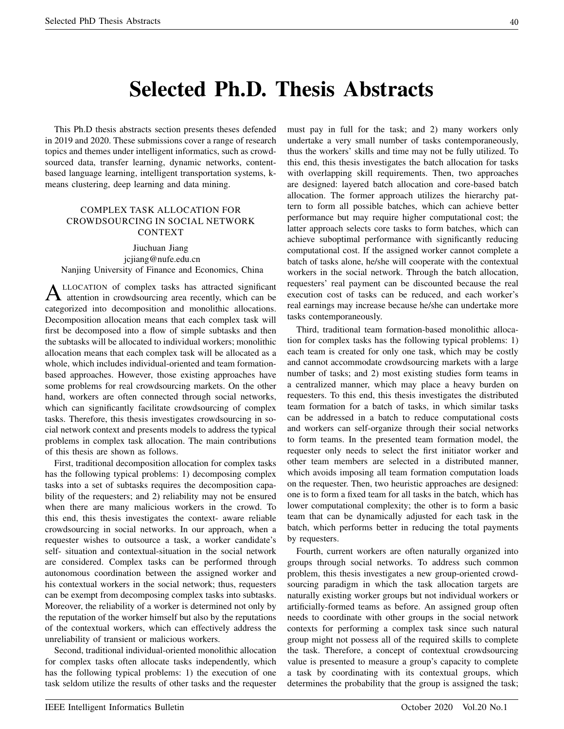# Selected Ph.D. Thesis Abstracts

This Ph.D thesis abstracts section presents theses defended in 2019 and 2020. These submissions cover a range of research topics and themes under intelligent informatics, such as crowd-sourced data, transfer learning, dynamic networks, content-based language learning, intelligent transportation systems, k-means clustering, deep learning and data mining.

## COMPLEX TASK ALLOCATION FOR CROWDSOURCING IN SOCIAL NETWORK CONTEXT

Jiuchuan Jiang
jcjiang@nufe.edu.cn
Nanjing University of Finance and Economics, China

ALLOCATION of complex tasks has attracted significant attention in crowdsourcing area recently, which can be categorized into decomposition and monolithic allocations. Decomposition allocation means that each complex task will first be decomposed into a flow of simple subtasks and then the subtasks will be allocated to individual workers; monolithic allocation means that each complex task will be allocated as a whole, which includes individual-oriented and team formation-based approaches. However, those existing approaches have some problems for real crowdsourcing markets. On the other hand, workers are often connected through social networks, which can significantly facilitate crowdsourcing of complex tasks. Therefore, this thesis investigates crowdsourcing in social network context and presents models to address the typical problems in complex task allocation. The main contributions of this thesis are shown as follows.

First, traditional decomposition allocation for complex tasks has the following typical problems: 1) decomposing complex tasks into a set of subtasks requires the decomposition capability of the requesters; and 2) reliability may not be ensured when there are many malicious workers in the crowd. To this end, this thesis investigates the context- aware reliable crowdsourcing in social networks. In our approach, when a requester wishes to outsource a task, a worker candidate's self- situation and contextual-situation in the social network are considered. Complex tasks can be performed through autonomous coordination between the assigned worker and his contextual workers in the social network; thus, requesters can be exempt from decomposing complex tasks into subtasks. Moreover, the reliability of a worker is determined not only by the reputation of the worker himself but also by the reputations of the contextual workers, which can effectively address the unreliability of transient or malicious workers.

Second, traditional individual-oriented monolithic allocation for complex tasks often allocate tasks independently, which has the following typical problems: 1) the execution of one task seldom utilize the results of other tasks and the requester must pay in full for the task; and 2) many workers only undertake a very small number of tasks contemporaneously, thus the workers' skills and time may not be fully utilized. To this end, this thesis investigates the batch allocation for tasks with overlapping skill requirements. Then, two approaches are designed: layered batch allocation and core-based batch allocation. The former approach utilizes the hierarchy pattern to form all possible batches, which can achieve better performance but may require higher computational cost; the latter approach selects core tasks to form batches, which can achieve suboptimal performance with significantly reducing computational cost. If the assigned worker cannot complete a batch of tasks alone, he/she will cooperate with the contextual workers in the social network. Through the batch allocation, requesters' real payment can be discounted because the real execution cost of tasks can be reduced, and each worker's real earnings may increase because he/she can undertake more tasks contemporaneously.

Third, traditional team formation-based monolithic allocation for complex tasks has the following typical problems: 1) each team is created for only one task, which may be costly and cannot accommodate crowdsourcing markets with a large number of tasks; and 2) most existing studies form teams in a centralized manner, which may place a heavy burden on requesters. To this end, this thesis investigates the distributed team formation for a batch of tasks, in which similar tasks can be addressed in a batch to reduce computational costs and workers can self-organize through their social networks to form teams. In the presented team formation model, the requester only needs to select the first initiator worker and other team members are selected in a distributed manner, which avoids imposing all team formation computation loads on the requester. Then, two heuristic approaches are designed: one is to form a fixed team for all tasks in the batch, which has lower computational complexity; the other is to form a basic team that can be dynamically adjusted for each task in the batch, which performs better in reducing the total payments by requesters.

Fourth, current workers are often naturally organized into groups through social networks. To address such common problem, this thesis investigates a new group-oriented crowdsourcing paradigm in which the task allocation targets are naturally existing worker groups but not individual workers or artificially-formed teams as before. An assigned group often needs to coordinate with other groups in the social network contexts for performing a complex task since such natural group might not possess all of the required skills to complete the task. Therefore, a concept of contextual crowdsourcing value is presented to measure a group's capacity to complete a task by coordinating with its contextual groups, which determines the probability that the group is assigned the task;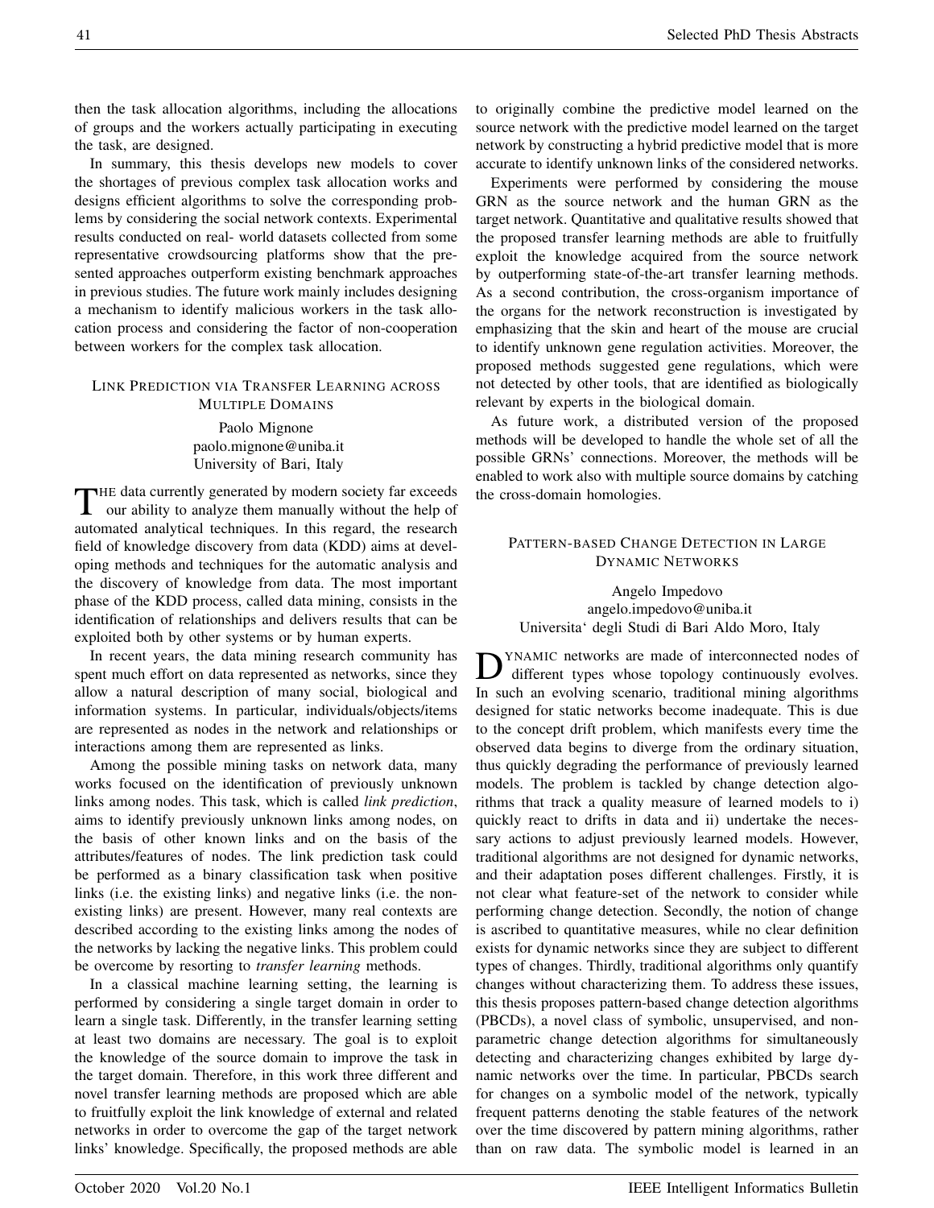then the task allocation algorithms, including the allocations of groups and the workers actually participating in executing the task, are designed.

In summary, this thesis develops new models to cover the shortages of previous complex task allocation works and designs efficient algorithms to solve the corresponding problems by considering the social network contexts. Experimental results conducted on real- world datasets collected from some representative crowdsourcing platforms show that the presented approaches outperform existing benchmark approaches in previous studies. The future work mainly includes designing a mechanism to identify malicious workers in the task allocation process and considering the factor of non-cooperation between workers for the complex task allocation.

## LINK PREDICTION VIA TRANSFER LEARNING ACROSS MULTIPLE DOMAINS

Paolo Mignone
paolo.mignone@uniba.it
University of Bari, Italy

THE data currently generated by modern society far exceeds our ability to analyze them manually without the help of automated analytical techniques. In this regard, the research field of knowledge discovery from data (KDD) aims at developing methods and techniques for the automatic analysis and the discovery of knowledge from data. The most important phase of the KDD process, called data mining, consists in the identification of relationships and delivers results that can be exploited both by other systems or by human experts.

In recent years, the data mining research community has spent much effort on data represented as networks, since they allow a natural description of many social, biological and information systems. In particular, individuals/objects/items are represented as nodes in the network and relationships or interactions among them are represented as links.

Among the possible mining tasks on network data, many works focused on the identification of previously unknown links among nodes. This task, which is called *link prediction*, aims to identify previously unknown links among nodes, on the basis of other known links and on the basis of the attributes/features of nodes. The link prediction task could be performed as a binary classification task when positive links (i.e. the existing links) and negative links (i.e. the non-existing links) are present. However, many real contexts are described according to the existing links among the nodes of the networks by lacking the negative links. This problem could be overcome by resorting to *transfer learning* methods.

In a classical machine learning setting, the learning is performed by considering a single target domain in order to learn a single task. Differently, in the transfer learning setting at least two domains are necessary. The goal is to exploit the knowledge of the source domain to improve the task in the target domain. Therefore, in this work three different and novel transfer learning methods are proposed which are able to fruitfully exploit the link knowledge of external and related networks in order to overcome the gap of the target network links' knowledge. Specifically, the proposed methods are able to originally combine the predictive model learned on the source network with the predictive model learned on the target network by constructing a hybrid predictive model that is more accurate to identify unknown links of the considered networks.

Experiments were performed by considering the mouse GRN as the source network and the human GRN as the target network. Quantitative and qualitative results showed that the proposed transfer learning methods are able to fruitfully exploit the knowledge acquired from the source network by outperforming state-of-the-art transfer learning methods. As a second contribution, the cross-organism importance of the organs for the network reconstruction is investigated by emphasizing that the skin and heart of the mouse are crucial to identify unknown gene regulation activities. Moreover, the proposed methods suggested gene regulations, which were not detected by other tools, that are identified as biologically relevant by experts in the biological domain.

As future work, a distributed version of the proposed methods will be developed to handle the whole set of all the possible GRNs' connections. Moreover, the methods will be enabled to work also with multiple source domains by catching the cross-domain homologies.

## PATTERN-BASED CHANGE DETECTION IN LARGE DYNAMIC NETWORKS

Angelo Impedovo
angelo.impedovo@uniba.it
Universita' degli Studi di Bari Aldo Moro, Italy

DYNAMIC networks are made of interconnected nodes of different types whose topology continuously evolves. In such an evolving scenario, traditional mining algorithms designed for static networks become inadequate. This is due to the concept drift problem, which manifests every time the observed data begins to diverge from the ordinary situation, thus quickly degrading the performance of previously learned models. The problem is tackled by change detection algorithms that track a quality measure of learned models to i) quickly react to drifts in data and ii) undertake the necessary actions to adjust previously learned models. However, traditional algorithms are not designed for dynamic networks, and their adaptation poses different challenges. Firstly, it is not clear what feature-set of the network to consider while performing change detection. Secondly, the notion of change is ascribed to quantitative measures, while no clear definition exists for dynamic networks since they are subject to different types of changes. Thirdly, traditional algorithms only quantify changes without characterizing them. To address these issues, this thesis proposes pattern-based change detection algorithms (PBCDs), a novel class of symbolic, unsupervised, and non-parametric change detection algorithms for simultaneously detecting and characterizing changes exhibited by large dynamic networks over the time. In particular, PBCDs search for changes on a symbolic model of the network, typically frequent patterns denoting the stable features of the network over the time discovered by pattern mining algorithms, rather than on raw data. The symbolic model is learned in an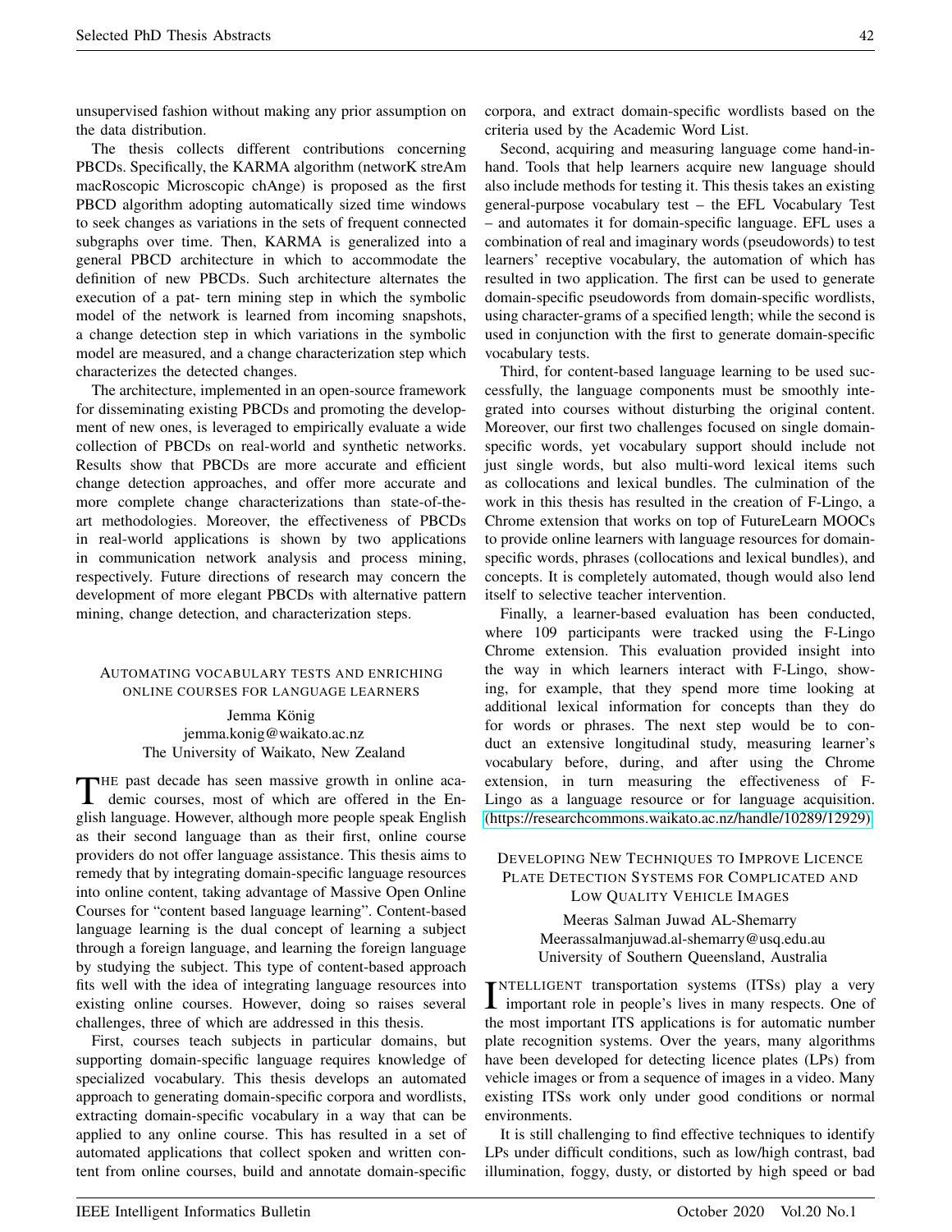unsupervised fashion without making any prior assumption on the data distribution.

The thesis collects different contributions concerning PBCDs. Specifically, the KARMA algorithm (networK streAm macRoscopic Microscopic chAnge) is proposed as the first PBCD algorithm adopting automatically sized time windows to seek changes as variations in the sets of frequent connected subgraphs over time. Then, KARMA is generalized into a general PBCD architecture in which to accommodate the definition of new PBCDs. Such architecture alternates the execution of a pat- tern mining step in which the symbolic model of the network is learned from incoming snapshots, a change detection step in which variations in the symbolic model are measured, and a change characterization step which characterizes the detected changes.

The architecture, implemented in an open-source framework for disseminating existing PBCDs and promoting the development of new ones, is leveraged to empirically evaluate a wide collection of PBCDs on real-world and synthetic networks. Results show that PBCDs are more accurate and efficient change detection approaches, and offer more accurate and more complete change characterizations than state-of-the-art methodologies. Moreover, the effectiveness of PBCDs in real-world applications is shown by two applications in communication network analysis and process mining, respectively. Future directions of research may concern the development of more elegant PBCDs with alternative pattern mining, change detection, and characterization steps.

## AUTOMATING VOCABULARY TESTS AND ENRICHING ONLINE COURSES FOR LANGUAGE LEARNERS

Jemma König
jemma.konig@waikato.ac.nz
The University of Waikato, New Zealand

THE past decade has seen massive growth in online academic courses, most of which are offered in the English language. However, although more people speak English as their second language than as their first, online course providers do not offer language assistance. This thesis aims to remedy that by integrating domain-specific language resources into online content, taking advantage of Massive Open Online Courses for "content based language learning". Content-based language learning is the dual concept of learning a subject through a foreign language, and learning the foreign language by studying the subject. This type of content-based approach fits well with the idea of integrating language resources into existing online courses. However, doing so raises several challenges, three of which are addressed in this thesis.

First, courses teach subjects in particular domains, but supporting domain-specific language requires knowledge of specialized vocabulary. This thesis develops an automated approach to generating domain-specific corpora and wordlists, extracting domain-specific vocabulary in a way that can be applied to any online course. This has resulted in a set of automated applications that collect spoken and written content from online courses, build and annotate domain-specific corpora, and extract domain-specific wordlists based on the criteria used by the Academic Word List.

Second, acquiring and measuring language come hand-in-hand. Tools that help learners acquire new language should also include methods for testing it. This thesis takes an existing general-purpose vocabulary test – the EFL Vocabulary Test – and automates it for domain-specific language. EFL uses a combination of real and imaginary words (pseudowords) to test learners' receptive vocabulary, the automation of which has resulted in two application. The first can be used to generate domain-specific pseudowords from domain-specific wordlists, using character-grams of a specified length; while the second is used in conjunction with the first to generate domain-specific vocabulary tests.

Third, for content-based language learning to be used successfully, the language components must be smoothly integrated into courses without disturbing the original content. Moreover, our first two challenges focused on single domain-specific words, yet vocabulary support should include not just single words, but also multi-word lexical items such as collocations and lexical bundles. The culmination of the work in this thesis has resulted in the creation of F-Lingo, a Chrome extension that works on top of FutureLearn MOOCs to provide online learners with language resources for domain-specific words, phrases (collocations and lexical bundles), and concepts. It is completely automated, though would also lend itself to selective teacher intervention.

Finally, a learner-based evaluation has been conducted, where 109 participants were tracked using the F-Lingo Chrome extension. This evaluation provided insight into the way in which learners interact with F-Lingo, showing, for example, that they spend more time looking at additional lexical information for concepts than they do for words or phrases. The next step would be to conduct an extensive longitudinal study, measuring learner's vocabulary before, during, and after using the Chrome extension, in turn measuring the effectiveness of F-Lingo as a language resource or for language acquisition. (https://researchcommons.waikato.ac.nz/handle/10289/12929)

## DEVELOPING NEW TECHNIQUES TO IMPROVE LICENCE PLATE DETECTION SYSTEMS FOR COMPLICATED AND LOW QUALITY VEHICLE IMAGES

Meeras Salman Juwad AL-Shemarry
Meerassalmanjuwad.al-shemarry@usq.edu.au
University of Southern Queensland, Australia

INTELLIGENT transportation systems (ITSs) play a very important role in people's lives in many respects. One of the most important ITS applications is for automatic number plate recognition systems. Over the years, many algorithms have been developed for detecting licence plates (LPs) from vehicle images or from a sequence of images in a video. Many existing ITSs work only under good conditions or normal environments.

It is still challenging to find effective techniques to identify LPs under difficult conditions, such as low/high contrast, bad illumination, foggy, dusty, or distorted by high speed or bad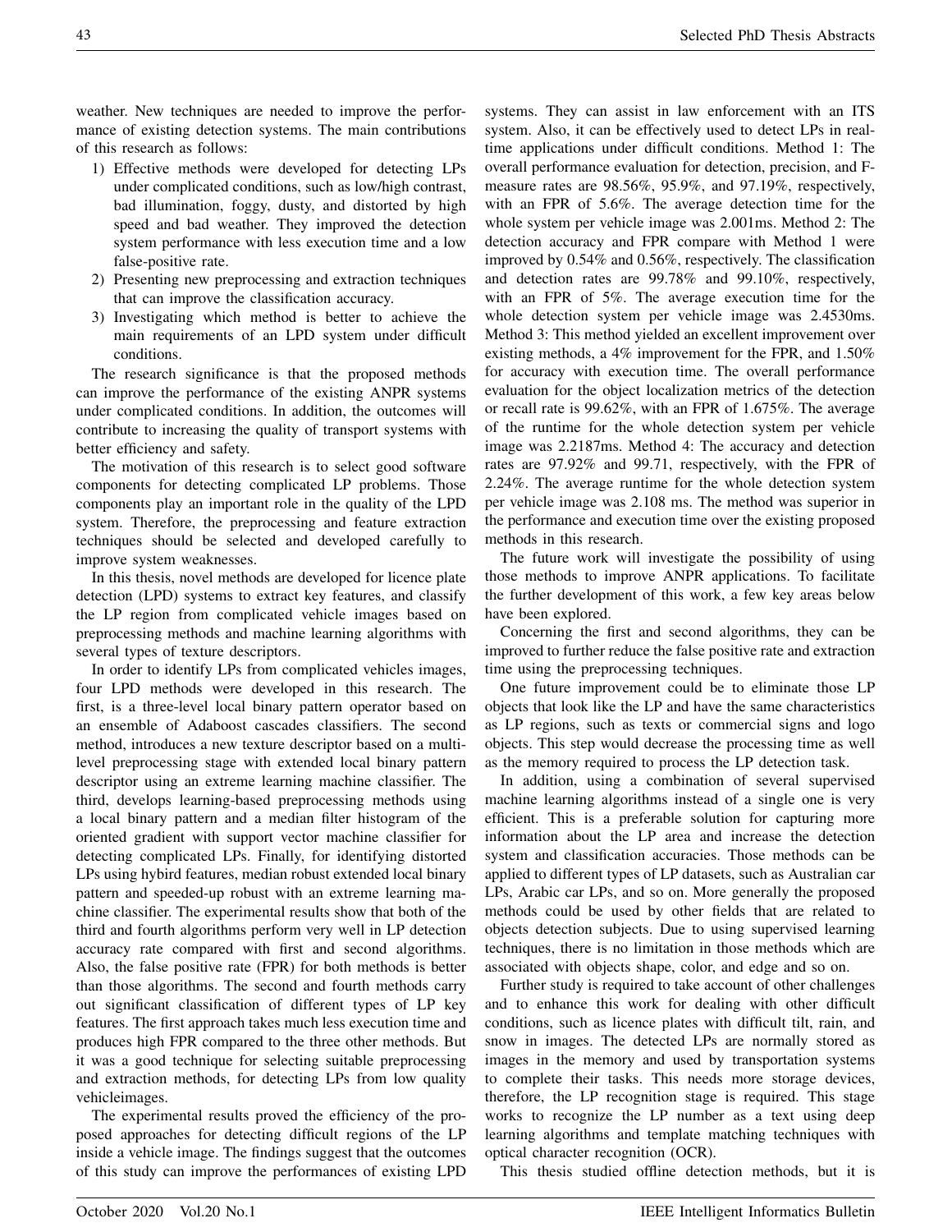weather. New techniques are needed to improve the performance of existing detection systems. The main contributions of this research as follows:

1) Effective methods were developed for detecting LPs under complicated conditions, such as low/high contrast, bad illumination, foggy, dusty, and distorted by high speed and bad weather. They improved the detection system performance with less execution time and a low false-positive rate.
2) Presenting new preprocessing and extraction techniques that can improve the classification accuracy.
3) Investigating which method is better to achieve the main requirements of an LPD system under difficult conditions.

The research significance is that the proposed methods can improve the performance of the existing ANPR systems under complicated conditions. In addition, the outcomes will contribute to increasing the quality of transport systems with better efficiency and safety.

The motivation of this research is to select good software components for detecting complicated LP problems. Those components play an important role in the quality of the LPD system. Therefore, the preprocessing and feature extraction techniques should be selected and developed carefully to improve system weaknesses.

In this thesis, novel methods are developed for licence plate detection (LPD) systems to extract key features, and classify the LP region from complicated vehicle images based on preprocessing methods and machine learning algorithms with several types of texture descriptors.

In order to identify LPs from complicated vehicles images, four LPD methods were developed in this research. The first, is a three-level local binary pattern operator based on an ensemble of Adaboost cascades classifiers. The second method, introduces a new texture descriptor based on a multi-level preprocessing stage with extended local binary pattern descriptor using an extreme learning machine classifier. The third, develops learning-based preprocessing methods using a local binary pattern and a median filter histogram of the oriented gradient with support vector machine classifier for detecting complicated LPs. Finally, for identifying distorted LPs using hybird features, median robust extended local binary pattern and speeded-up robust with an extreme learning machine classifier. The experimental results show that both of the third and fourth algorithms perform very well in LP detection accuracy rate compared with first and second algorithms. Also, the false positive rate (FPR) for both methods is better than those algorithms. The second and fourth methods carry out significant classification of different types of LP key features. The first approach takes much less execution time and produces high FPR compared to the three other methods. But it was a good technique for selecting suitable preprocessing and extraction methods, for detecting LPs from low quality vehicleimages.

The experimental results proved the efficiency of the proposed approaches for detecting difficult regions of the LP inside a vehicle image. The findings suggest that the outcomes of this study can improve the performances of existing LPD systems. They can assist in law enforcement with an ITS system. Also, it can be effectively used to detect LPs in real-time applications under difficult conditions. Method 1: The overall performance evaluation for detection, precision, and F-measure rates are 98.56%, 95.9%, and 97.19%, respectively, with an FPR of 5.6%. The average detection time for the whole system per vehicle image was 2.001ms. Method 2: The detection accuracy and FPR compare with Method 1 were improved by 0.54% and 0.56%, respectively. The classification and detection rates are 99.78% and 99.10%, respectively, with an FPR of 5%. The average execution time for the whole detection system per vehicle image was 2.4530ms. Method 3: This method yielded an excellent improvement over existing methods, a 4% improvement for the FPR, and 1.50% for accuracy with execution time. The overall performance evaluation for the object localization metrics of the detection or recall rate is 99.62%, with an FPR of 1.675%. The average of the runtime for the whole detection system per vehicle image was 2.2187ms. Method 4: The accuracy and detection rates are 97.92% and 99.71, respectively, with the FPR of 2.24%. The average runtime for the whole detection system per vehicle image was 2.108 ms. The method was superior in the performance and execution time over the existing proposed methods in this research.

The future work will investigate the possibility of using those methods to improve ANPR applications. To facilitate the further development of this work, a few key areas below have been explored.

Concerning the first and second algorithms, they can be improved to further reduce the false positive rate and extraction time using the preprocessing techniques.

One future improvement could be to eliminate those LP objects that look like the LP and have the same characteristics as LP regions, such as texts or commercial signs and logo objects. This step would decrease the processing time as well as the memory required to process the LP detection task.

In addition, using a combination of several supervised machine learning algorithms instead of a single one is very efficient. This is a preferable solution for capturing more information about the LP area and increase the detection system and classification accuracies. Those methods can be applied to different types of LP datasets, such as Australian car LPs, Arabic car LPs, and so on. More generally the proposed methods could be used by other fields that are related to objects detection subjects. Due to using supervised learning techniques, there is no limitation in those methods which are associated with objects shape, color, and edge and so on.

Further study is required to take account of other challenges and to enhance this work for dealing with other difficult conditions, such as licence plates with difficult tilt, rain, and snow in images. The detected LPs are normally stored as images in the memory and used by transportation systems to complete their tasks. This needs more storage devices, therefore, the LP recognition stage is required. This stage works to recognize the LP number as a text using deep learning algorithms and template matching techniques with optical character recognition (OCR).

This thesis studied offline detection methods, but it is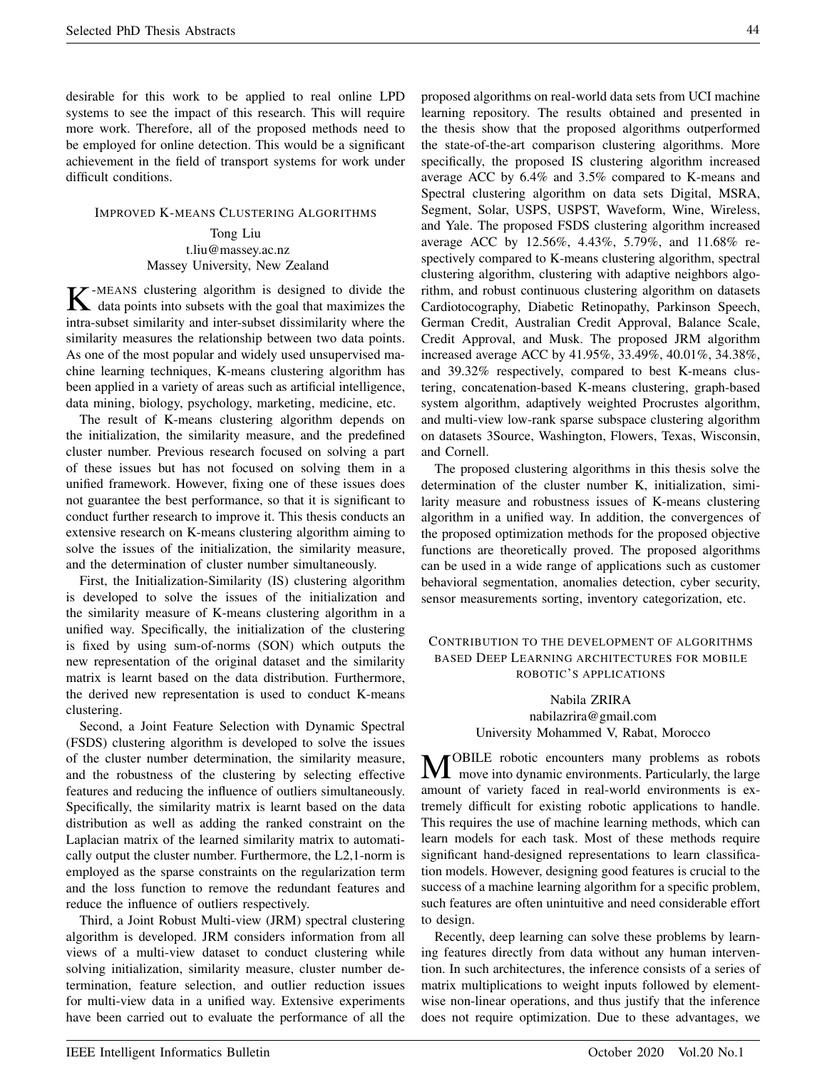desirable for this work to be applied to real online LPD systems to see the impact of this research. This will require more work. Therefore, all of the proposed methods need to be employed for online detection. This would be a significant achievement in the field of transport systems for work under difficult conditions.

## Improved K-means Clustering Algorithms

Tong Liu
t.liu@massey.ac.nz
Massey University, New Zealand

K-means clustering algorithm is designed to divide the data points into subsets with the goal that maximizes the intra-subset similarity and inter-subset dissimilarity where the similarity measures the relationship between two data points. As one of the most popular and widely used unsupervised machine learning techniques, K-means clustering algorithm has been applied in a variety of areas such as artificial intelligence, data mining, biology, psychology, marketing, medicine, etc.

The result of K-means clustering algorithm depends on the initialization, the similarity measure, and the predefined cluster number. Previous research focused on solving a part of these issues but has not focused on solving them in a unified framework. However, fixing one of these issues does not guarantee the best performance, so that it is significant to conduct further research to improve it. This thesis conducts an extensive research on K-means clustering algorithm aiming to solve the issues of the initialization, the similarity measure, and the determination of cluster number simultaneously.

First, the Initialization-Similarity (IS) clustering algorithm is developed to solve the issues of the initialization and the similarity measure of K-means clustering algorithm in a unified way. Specifically, the initialization of the clustering is fixed by using sum-of-norms (SON) which outputs the new representation of the original dataset and the similarity matrix is learnt based on the data distribution. Furthermore, the derived new representation is used to conduct K-means clustering.

Second, a Joint Feature Selection with Dynamic Spectral (FSDS) clustering algorithm is developed to solve the issues of the cluster number determination, the similarity measure, and the robustness of the clustering by selecting effective features and reducing the influence of outliers simultaneously. Specifically, the similarity matrix is learnt based on the data distribution as well as adding the ranked constraint on the Laplacian matrix of the learned similarity matrix to automatically output the cluster number. Furthermore, the L2,1-norm is employed as the sparse constraints on the regularization term and the loss function to remove the redundant features and reduce the influence of outliers respectively.

Third, a Joint Robust Multi-view (JRM) spectral clustering algorithm is developed. JRM considers information from all views of a multi-view dataset to conduct clustering while solving initialization, similarity measure, cluster number determination, feature selection, and outlier reduction issues for multi-view data in a unified way. Extensive experiments have been carried out to evaluate the performance of all the proposed algorithms on real-world data sets from UCI machine learning repository. The results obtained and presented in the thesis show that the proposed algorithms outperformed the state-of-the-art comparison clustering algorithms. More specifically, the proposed IS clustering algorithm increased average ACC by 6.4% and 3.5% compared to K-means and Spectral clustering algorithm on data sets Digital, MSRA, Segment, Solar, USPS, USPST, Waveform, Wine, Wireless, and Yale. The proposed FSDS clustering algorithm increased average ACC by 12.56%, 4.43%, 5.79%, and 11.68% respectively compared to K-means clustering algorithm, spectral clustering algorithm, clustering with adaptive neighbors algorithm, and robust continuous clustering algorithm on datasets Cardiotocography, Diabetic Retinopathy, Parkinson Speech, German Credit, Australian Credit Approval, Balance Scale, Credit Approval, and Musk. The proposed JRM algorithm increased average ACC by 41.95%, 33.49%, 40.01%, 34.38%, and 39.32% respectively, compared to best K-means clustering, concatenation-based K-means clustering, graph-based system algorithm, adaptively weighted Procrustes algorithm, and multi-view low-rank sparse subspace clustering algorithm on datasets 3Source, Washington, Flowers, Texas, Wisconsin, and Cornell.

The proposed clustering algorithms in this thesis solve the determination of the cluster number K, initialization, similarity measure and robustness issues of K-means clustering algorithm in a unified way. In addition, the convergences of the proposed optimization methods for the proposed objective functions are theoretically proved. The proposed algorithms can be used in a wide range of applications such as customer behavioral segmentation, anomalies detection, cyber security, sensor measurements sorting, inventory categorization, etc.

## Contribution to the development of algorithms based Deep Learning architectures for mobile robotic's applications

Nabila ZRIRA
nabilazrira@gmail.com
University Mohammed V, Rabat, Morocco

Mobile robotic encounters many problems as robots move into dynamic environments. Particularly, the large amount of variety faced in real-world environments is extremely difficult for existing robotic applications to handle. This requires the use of machine learning methods, which can learn models for each task. Most of these methods require significant hand-designed representations to learn classification models. However, designing good features is crucial to the success of a machine learning algorithm for a specific problem, such features are often unintuitive and need considerable effort to design.

Recently, deep learning can solve these problems by learning features directly from data without any human intervention. In such architectures, the inference consists of a series of matrix multiplications to weight inputs followed by element-wise non-linear operations, and thus justify that the inference does not require optimization. Due to these advantages, we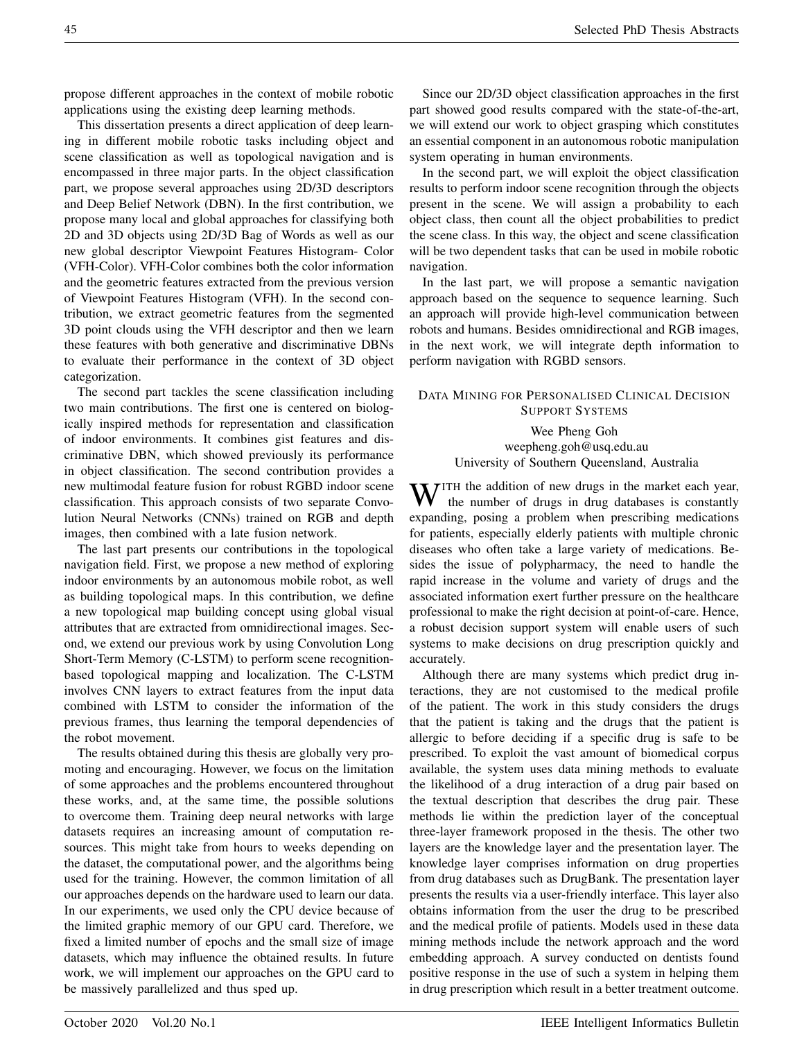propose different approaches in the context of mobile robotic applications using the existing deep learning methods.

This dissertation presents a direct application of deep learning in different mobile robotic tasks including object and scene classification as well as topological navigation and is encompassed in three major parts. In the object classification part, we propose several approaches using 2D/3D descriptors and Deep Belief Network (DBN). In the first contribution, we propose many local and global approaches for classifying both 2D and 3D objects using 2D/3D Bag of Words as well as our new global descriptor Viewpoint Features Histogram- Color (VFH-Color). VFH-Color combines both the color information and the geometric features extracted from the previous version of Viewpoint Features Histogram (VFH). In the second contribution, we extract geometric features from the segmented 3D point clouds using the VFH descriptor and then we learn these features with both generative and discriminative DBNs to evaluate their performance in the context of 3D object categorization.

The second part tackles the scene classification including two main contributions. The first one is centered on biologically inspired methods for representation and classification of indoor environments. It combines gist features and discriminative DBN, which showed previously its performance in object classification. The second contribution provides a new multimodal feature fusion for robust RGBD indoor scene classification. This approach consists of two separate Convolution Neural Networks (CNNs) trained on RGB and depth images, then combined with a late fusion network.

The last part presents our contributions in the topological navigation field. First, we propose a new method of exploring indoor environments by an autonomous mobile robot, as well as building topological maps. In this contribution, we define a new topological map building concept using global visual attributes that are extracted from omnidirectional images. Second, we extend our previous work by using Convolution Long Short-Term Memory (C-LSTM) to perform scene recognition-based topological mapping and localization. The C-LSTM involves CNN layers to extract features from the input data combined with LSTM to consider the information of the previous frames, thus learning the temporal dependencies of the robot movement.

The results obtained during this thesis are globally very promoting and encouraging. However, we focus on the limitation of some approaches and the problems encountered throughout these works, and, at the same time, the possible solutions to overcome them. Training deep neural networks with large datasets requires an increasing amount of computation resources. This might take from hours to weeks depending on the dataset, the computational power, and the algorithms being used for the training. However, the common limitation of all our approaches depends on the hardware used to learn our data. In our experiments, we used only the CPU device because of the limited graphic memory of our GPU card. Therefore, we fixed a limited number of epochs and the small size of image datasets, which may influence the obtained results. In future work, we will implement our approaches on the GPU card to be massively parallelized and thus sped up.

Since our 2D/3D object classification approaches in the first part showed good results compared with the state-of-the-art, we will extend our work to object grasping which constitutes an essential component in an autonomous robotic manipulation system operating in human environments.

In the second part, we will exploit the object classification results to perform indoor scene recognition through the objects present in the scene. We will assign a probability to each object class, then count all the object probabilities to predict the scene class. In this way, the object and scene classification will be two dependent tasks that can be used in mobile robotic navigation.

In the last part, we will propose a semantic navigation approach based on the sequence to sequence learning. Such an approach will provide high-level communication between robots and humans. Besides omnidirectional and RGB images, in the next work, we will integrate depth information to perform navigation with RGBD sensors.

## Data Mining for Personalised Clinical Decision Support Systems

Wee Pheng Goh
weepheng.goh@usq.edu.au
University of Southern Queensland, Australia

With the addition of new drugs in the market each year, the number of drugs in drug databases is constantly expanding, posing a problem when prescribing medications for patients, especially elderly patients with multiple chronic diseases who often take a large variety of medications. Besides the issue of polypharmacy, the need to handle the rapid increase in the volume and variety of drugs and the associated information exert further pressure on the healthcare professional to make the right decision at point-of-care. Hence, a robust decision support system will enable users of such systems to make decisions on drug prescription quickly and accurately.

Although there are many systems which predict drug interactions, they are not customised to the medical profile of the patient. The work in this study considers the drugs that the patient is taking and the drugs that the patient is allergic to before deciding if a specific drug is safe to be prescribed. To exploit the vast amount of biomedical corpus available, the system uses data mining methods to evaluate the likelihood of a drug interaction of a drug pair based on the textual description that describes the drug pair. These methods lie within the prediction layer of the conceptual three-layer framework proposed in the thesis. The other two layers are the knowledge layer and the presentation layer. The knowledge layer comprises information on drug properties from drug databases such as DrugBank. The presentation layer presents the results via a user-friendly interface. This layer also obtains information from the user the drug to be prescribed and the medical profile of patients. Models used in these data mining methods include the network approach and the word embedding approach. A survey conducted on dentists found positive response in the use of such a system in helping them in drug prescription which result in a better treatment outcome.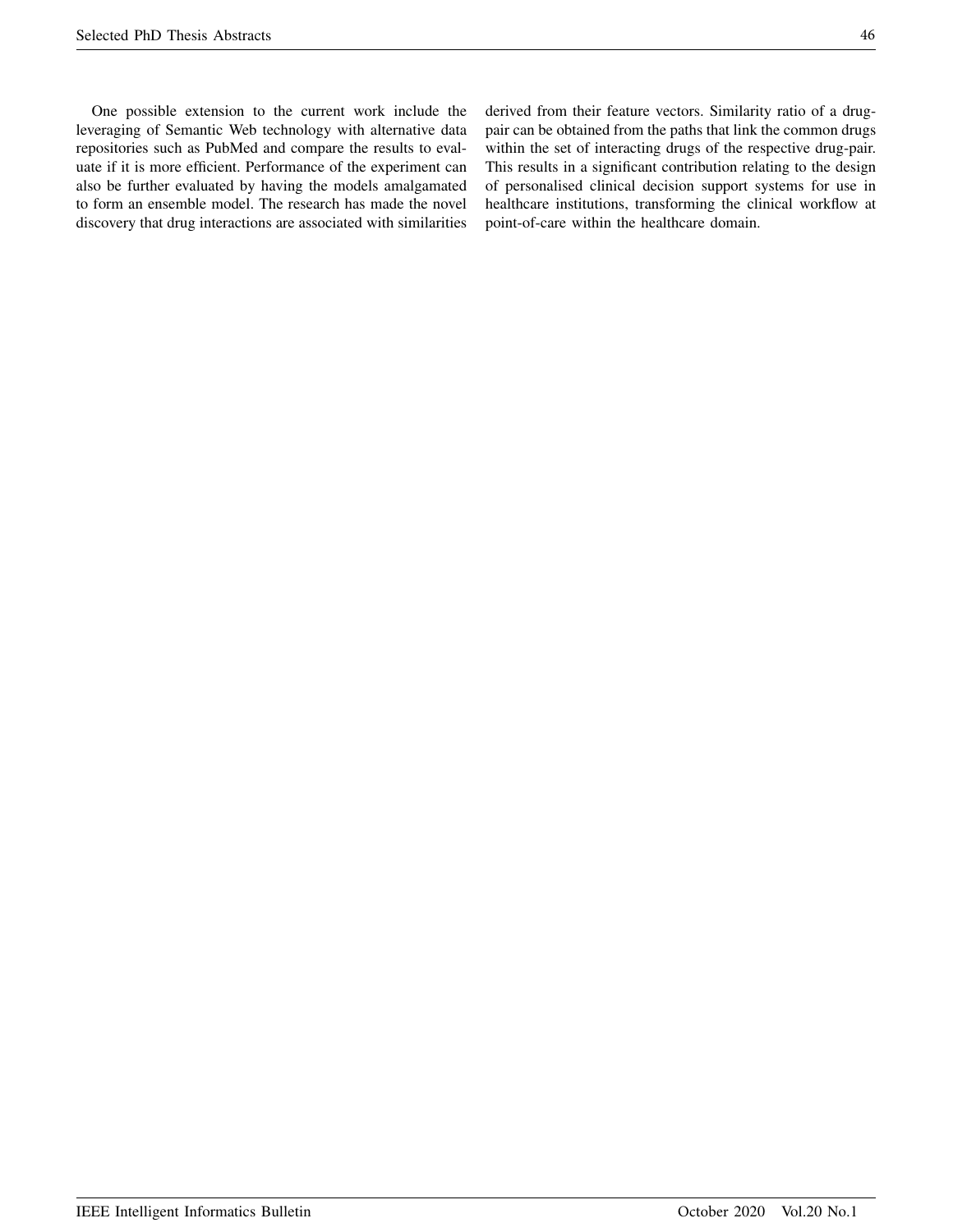One possible extension to the current work include the leveraging of Semantic Web technology with alternative data repositories such as PubMed and compare the results to evaluate if it is more efficient. Performance of the experiment can also be further evaluated by having the models amalgamated to form an ensemble model. The research has made the novel discovery that drug interactions are associated with similarities derived from their feature vectors. Similarity ratio of a drug-pair can be obtained from the paths that link the common drugs within the set of interacting drugs of the respective drug-pair. This results in a significant contribution relating to the design of personalised clinical decision support systems for use in healthcare institutions, transforming the clinical workflow at point-of-care within the healthcare domain.